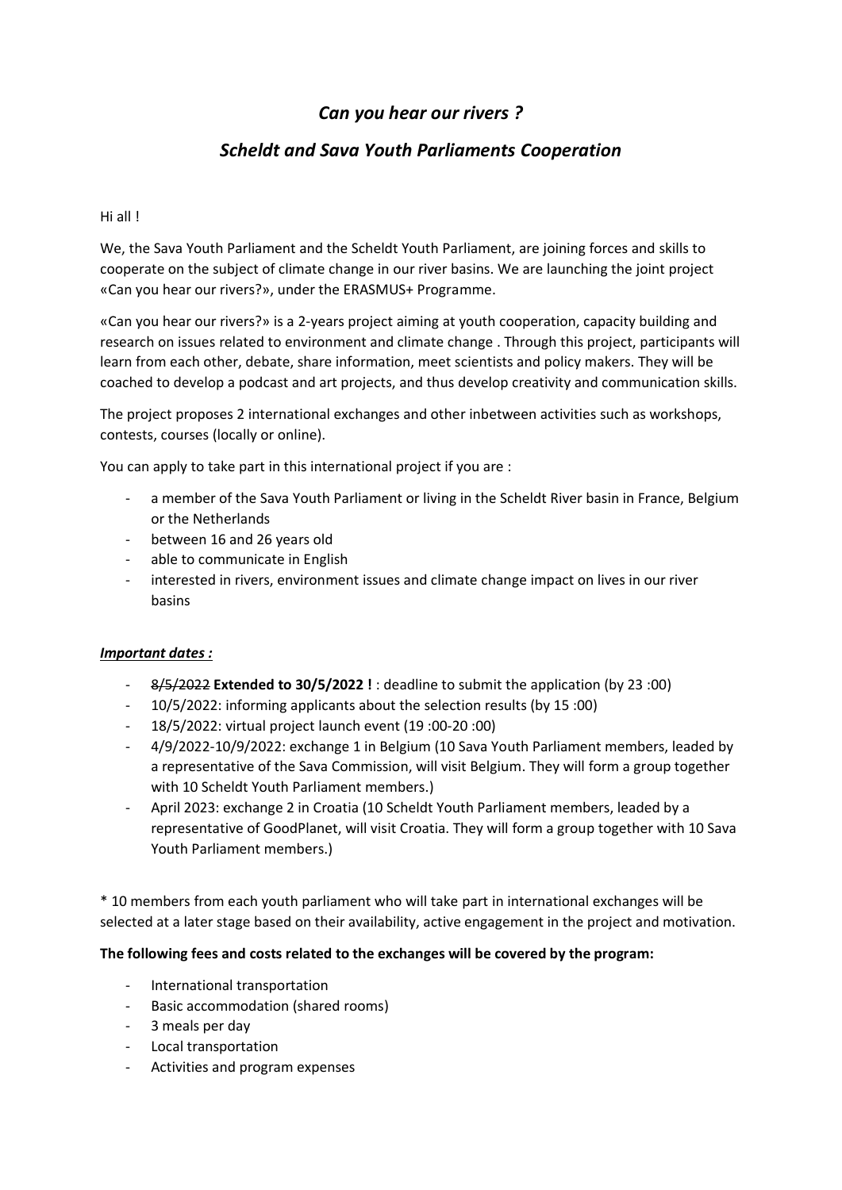# *Can you hear our rivers ?*

## *Scheldt and Sava Youth Parliaments Cooperation*

Hi all !

We, the Sava Youth Parliament and the Scheldt Youth Parliament, are joining forces and skills to cooperate on the subject of climate change in our river basins. We are launching the joint project «Can you hear our rivers?», under the ERASMUS+ Programme.

«Can you hear our rivers?» is a 2-years project aiming at youth cooperation, capacity building and research on issues related to environment and climate change . Through this project, participants will learn from each other, debate, share information, meet scientists and policy makers. They will be coached to develop a podcast and art projects, and thus develop creativity and communication skills.

The project proposes 2 international exchanges and other inbetween activities such as workshops, contests, courses (locally or online).

You can apply to take part in this international project if you are :

- a member of the Sava Youth Parliament or living in the Scheldt River basin in France, Belgium or the Netherlands
- between 16 and 26 years old
- able to communicate in English
- interested in rivers, environment issues and climate change impact on lives in our river basins

***Important dates :***

- ~~8/5/2022~~ **Extended to 30/5/2022 !** : deadline to submit the application (by 23 :00)
- 10/5/2022: informing applicants about the selection results (by 15 :00)
- 18/5/2022: virtual project launch event (19 :00-20 :00)
- 4/9/2022-10/9/2022: exchange 1 in Belgium (10 Sava Youth Parliament members, leaded by a representative of the Sava Commission, will visit Belgium. They will form a group together with 10 Scheldt Youth Parliament members.)
- April 2023: exchange 2 in Croatia (10 Scheldt Youth Parliament members, leaded by a representative of GoodPlanet, will visit Croatia. They will form a group together with 10 Sava Youth Parliament members.)

\* 10 members from each youth parliament who will take part in international exchanges will be selected at a later stage based on their availability, active engagement in the project and motivation.

**The following fees and costs related to the exchanges will be covered by the program:**

- International transportation
- Basic accommodation (shared rooms)
- 3 meals per day
- Local transportation
- Activities and program expenses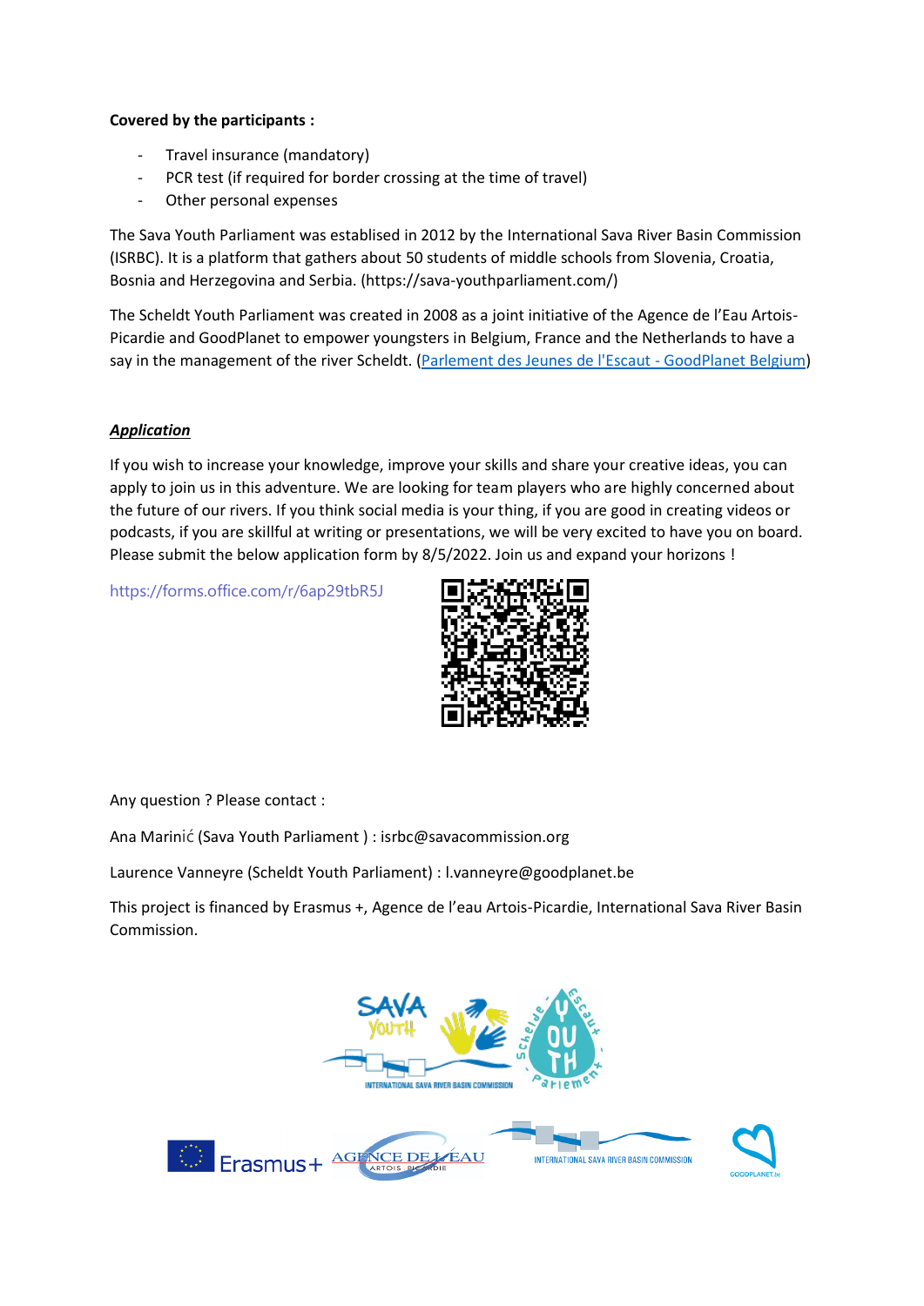**Covered by the participants :**

- Travel insurance (mandatory)
- PCR test (if required for border crossing at the time of travel)
- Other personal expenses

The Sava Youth Parliament was establised in 2012 by the International Sava River Basin Commission (ISRBC). It is a platform that gathers about 50 students of middle schools from Slovenia, Croatia, Bosnia and Herzegovina and Serbia. (https://sava-youthparliament.com/)

The Scheldt Youth Parliament was created in 2008 as a joint initiative of the Agence de l'Eau Artois-Picardie and GoodPlanet to empower youngsters in Belgium, France and the Netherlands to have a say in the management of the river Scheldt. (Parlement des Jeunes de l'Escaut - GoodPlanet Belgium)

***Application***

If you wish to increase your knowledge, improve your skills and share your creative ideas, you can apply to join us in this adventure. We are looking for team players who are highly concerned about the future of our rivers. If you think social media is your thing, if you are good in creating videos or podcasts, if you are skillful at writing or presentations, we will be very excited to have you on board. Please submit the below application form by 8/5/2022. Join us and expand your horizons !

https://forms.office.com/r/6ap29tbR5J

Any question ? Please contact :

Ana Marinić (Sava Youth Parliament ) : isrbc@savacommission.org

Laurence Vanneyre (Scheldt Youth Parliament) : l.vanneyre@goodplanet.be

This project is financed by Erasmus +, Agence de l'eau Artois-Picardie, International Sava River Basin Commission.